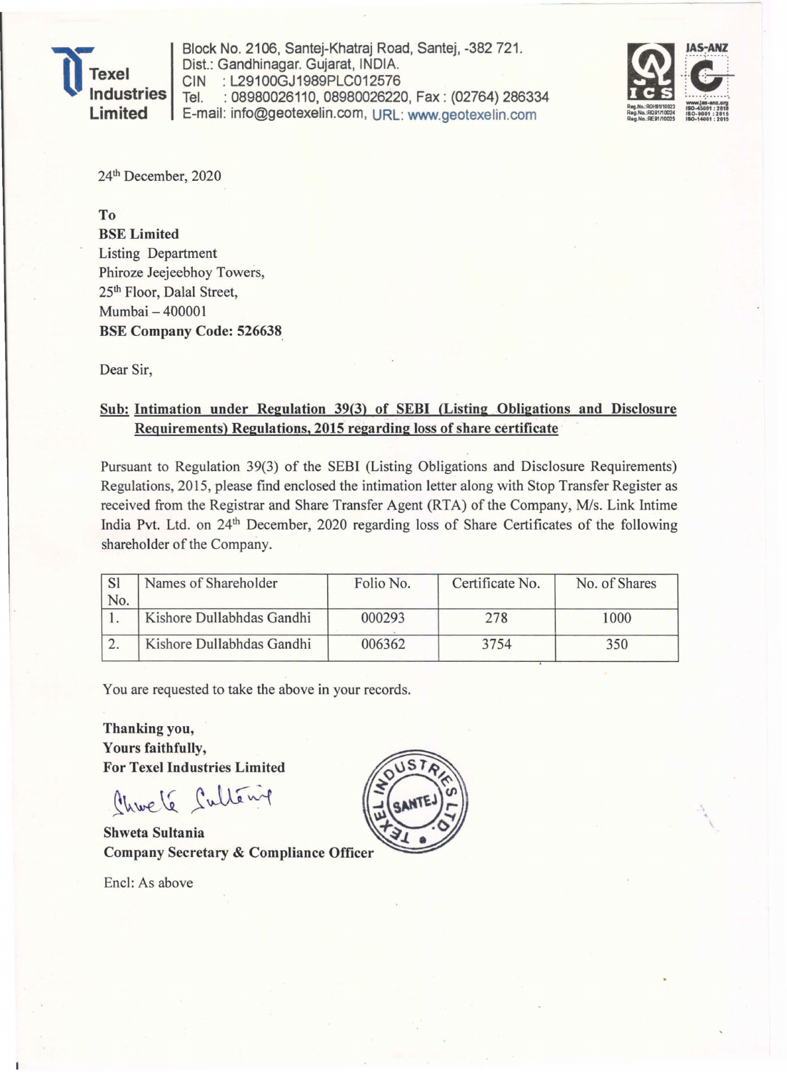**Texel Industries Limited**

Block No. 2106, Santej-Khatraj Road, Santej, -382 721.
Dist.: Gandhinagar. Gujarat, INDIA.
CIN : L29100GJ1989PLC012576
Tel. : 08980026110, 08980026220, Fax : (02764) 286334
E-mail: info@geotexelin.com, URL: www.geotexelin.com

24th December, 2020

To
**BSE Limited**
Listing Department
Phiroze Jeejeebhoy Towers,
25th Floor, Dalal Street,
Mumbai – 400001
**BSE Company Code: 526638**

Dear Sir,

**Sub: Intimation under Regulation 39(3) of SEBI (Listing Obligations and Disclosure Requirements) Regulations, 2015 regarding loss of share certificate**

Pursuant to Regulation 39(3) of the SEBI (Listing Obligations and Disclosure Requirements) Regulations, 2015, please find enclosed the intimation letter along with Stop Transfer Register as received from the Registrar and Share Transfer Agent (RTA) of the Company, M/s. Link Intime India Pvt. Ltd. on 24th December, 2020 regarding loss of Share Certificates of the following shareholder of the Company.

| Sl No. | Names of Shareholder | Folio No. | Certificate No. | No. of Shares |
|---|---|---|---|---|
| 1. | Kishore Dullabhdas Gandhi | 000293 | 278 | 1000 |
| 2. | Kishore Dullabhdas Gandhi | 006362 | 3754 | 350 |

You are requested to take the above in your records.

**Thanking you,**
**Yours faithfully,**
**For Texel Industries Limited**

**Shweta Sultania**
**Company Secretary & Compliance Officer**

Encl: As above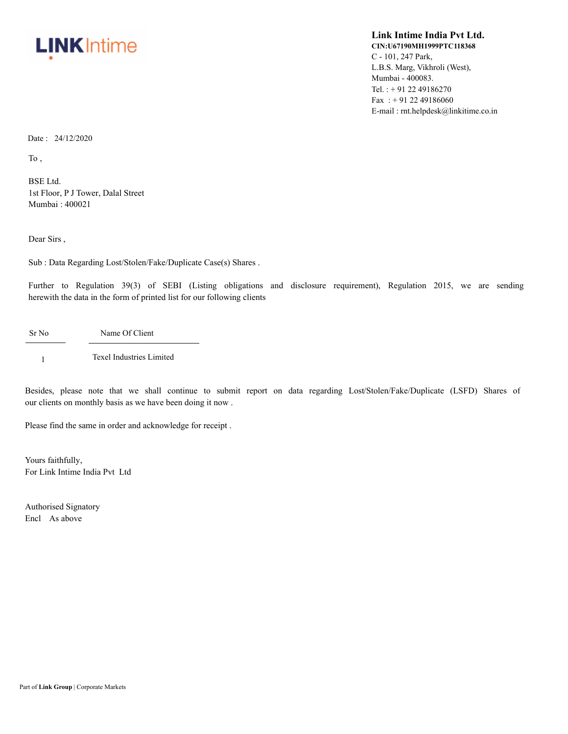LINKIntime

**Link Intime India Pvt Ltd.**
**CIN:U67190MH1999PTC118368**
C - 101, 247 Park,
L.B.S. Marg, Vikhroli (West),
Mumbai - 400083.
Tel. : + 91 22 49186270
Fax : + 91 22 49186060
E-mail : rnt.helpdesk@linkitime.co.in

Date : 24/12/2020

To ,

BSE Ltd.
1st Floor, P J Tower, Dalal Street
Mumbai : 400021

Dear Sirs ,

Sub : Data Regarding Lost/Stolen/Fake/Duplicate Case(s) Shares .

Further to Regulation 39(3) of SEBI (Listing obligations and disclosure requirement), Regulation 2015, we are sending herewith the data in the form of printed list for our following clients

| Sr No | Name Of Client |
|---|---|
| 1 | Texel Industries Limited |

Besides, please note that we shall continue to submit report on data regarding Lost/Stolen/Fake/Duplicate (LSFD) Shares of our clients on monthly basis as we have been doing it now .

Please find the same in order and acknowledge for receipt .

Yours faithfully,
For Link Intime India Pvt Ltd

Authorised Signatory
Encl As above

Part of **Link Group** | Corporate Markets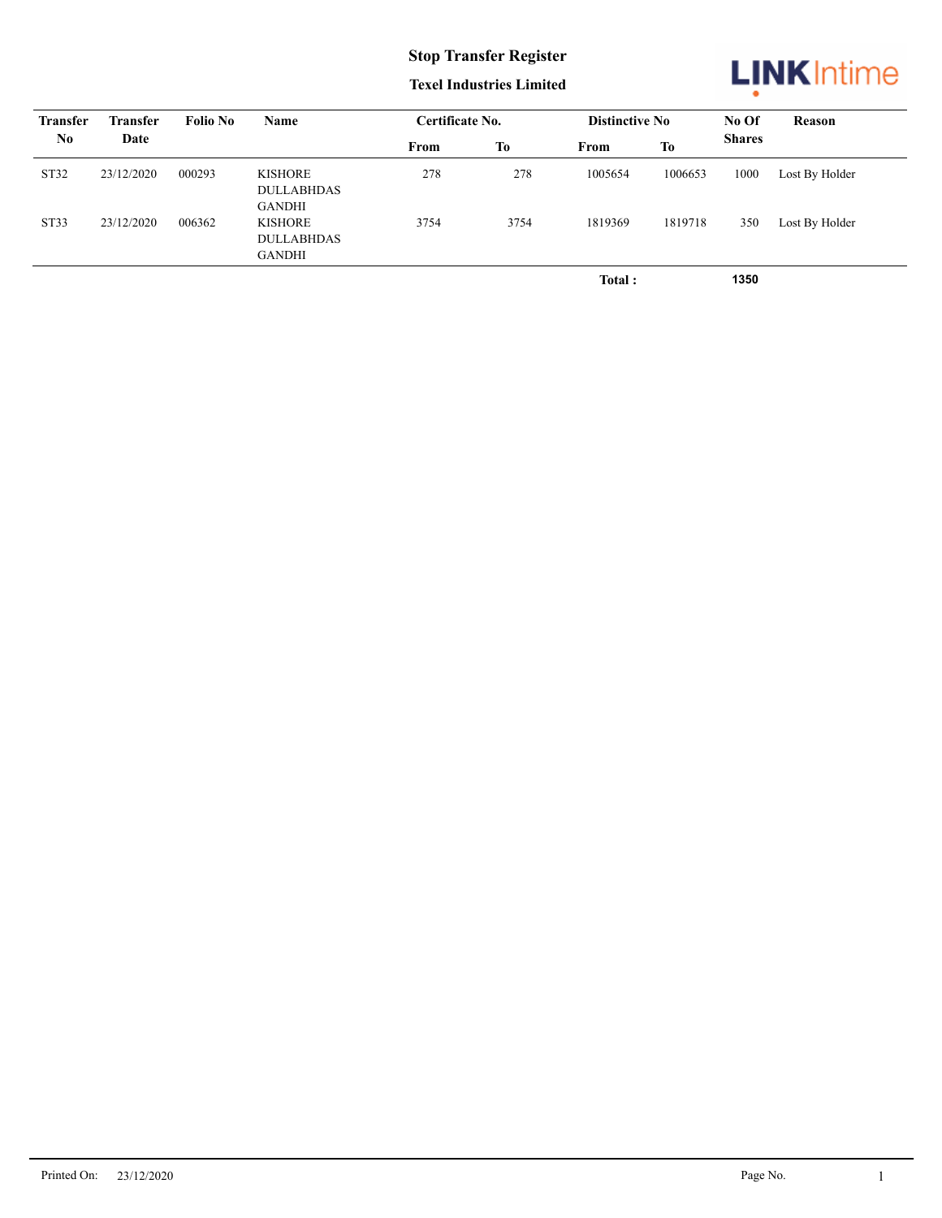# Stop Transfer Register

## Texel Industries Limited

| Transfer No | Transfer Date | Folio No | Name | Certificate No. | | Distinctive No | | No Of Shares | Reason |
|---|---|---|---|---|---|---|---|---|---|
| | | | | From | To | From | To | | |
| ST32 | 23/12/2020 | 000293 | KISHORE DULLABHDAS GANDHI | 278 | 278 | 1005654 | 1006653 | 1000 | Lost By Holder |
| ST33 | 23/12/2020 | 006362 | KISHORE DULLABHDAS GANDHI | 3754 | 3754 | 1819369 | 1819718 | 350 | Lost By Holder |
| | | | | | | **Total :** | | **1350** | |

Printed On: 23/12/2020